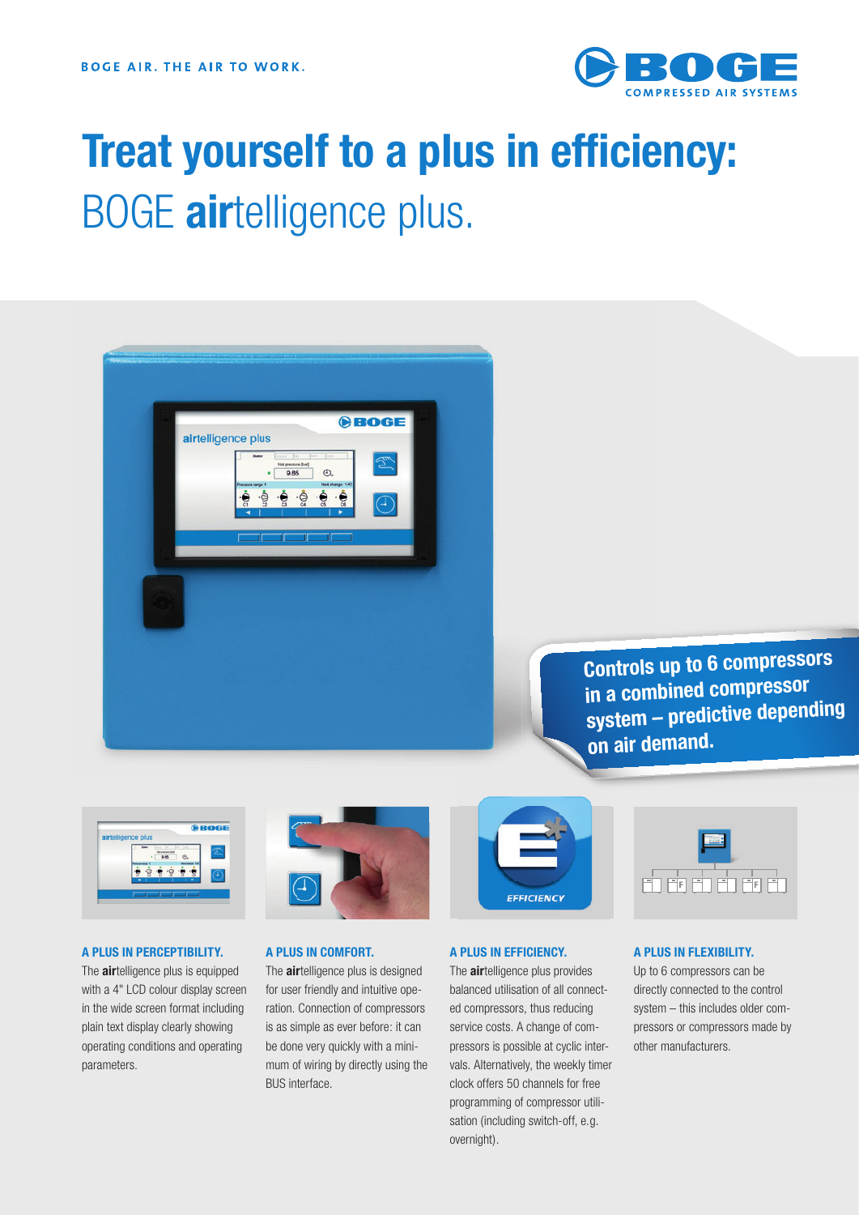BOGE AIR. THE AIR TO WORK.

BOGE COMPRESSED AIR SYSTEMS

# Treat yourself to a plus in efficiency: BOGE **air**telligence plus.

**Controls up to 6 compressors in a combined compressor system – predictive depending on air demand.**

### A PLUS IN PERCEPTIBILITY.

The **air**telligence plus is equipped with a 4" LCD colour display screen in the wide screen format including plain text display clearly showing operating conditions and operating parameters.

### A PLUS IN COMFORT.

The **air**telligence plus is designed for user friendly and intuitive operation. Connection of compressors is as simple as ever before: it can be done very quickly with a minimum of wiring by directly using the BUS interface.

### A PLUS IN EFFICIENCY.

The **air**telligence plus provides balanced utilisation of all connected compressors, thus reducing service costs. A change of compressors is possible at cyclic intervals. Alternatively, the weekly timer clock offers 50 channels for free programming of compressor utilisation (including switch-off, e.g. overnight).

### A PLUS IN FLEXIBILITY.

Up to 6 compressors can be directly connected to the control system – this includes older compressors or compressors made by other manufacturers.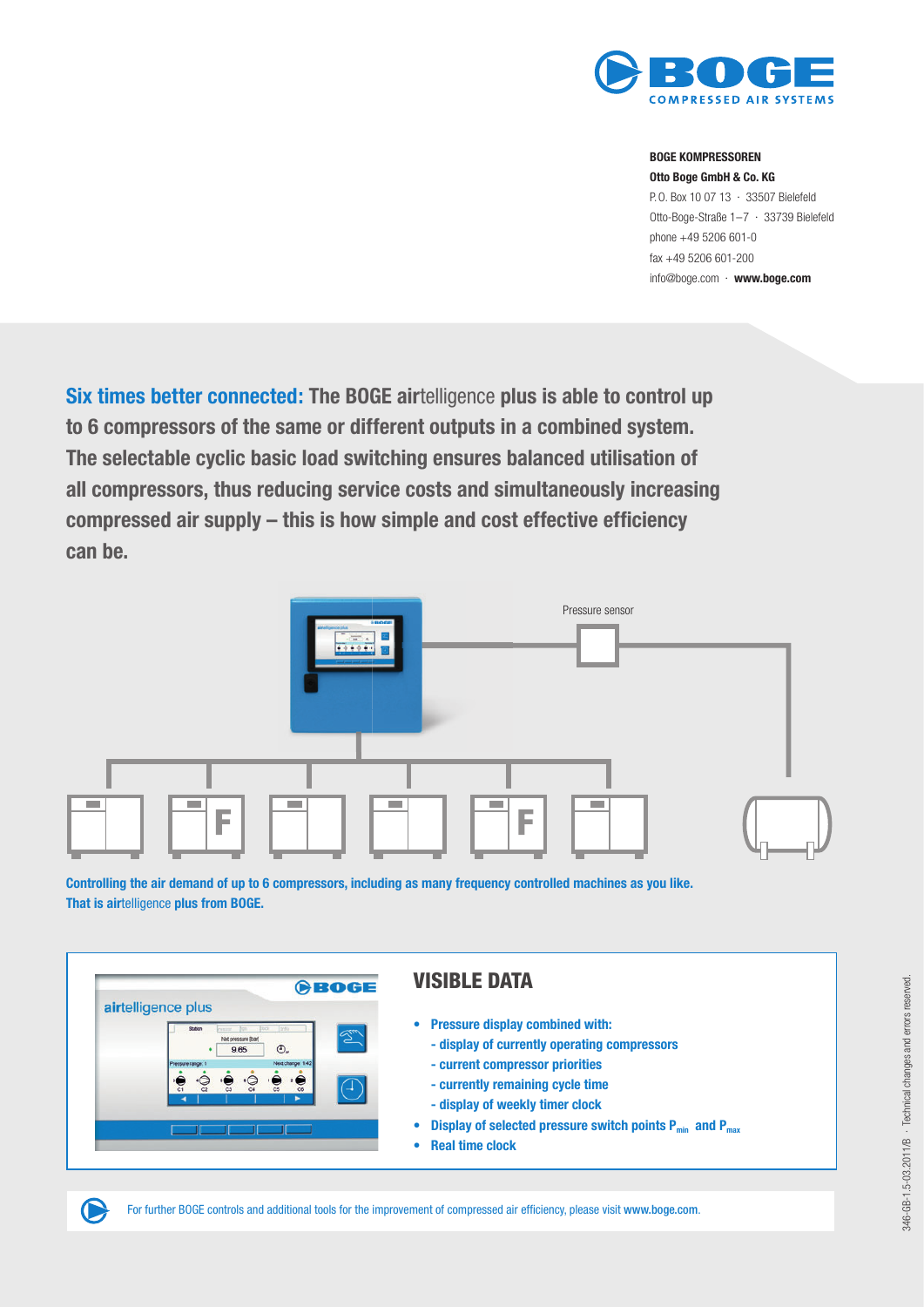**BOGE KOMPRESSOREN**
**Otto Boge GmbH & Co. KG**
P.O. Box 10 07 13 · 33507 Bielefeld
Otto-Boge-Straße 1–7 · 33739 Bielefeld
phone +49 5206 601-0
fax +49 5206 601-200
info@boge.com · **www.boge.com**

**Six times better connected: The BOGE airtelligence plus is able to control up to 6 compressors of the same or different outputs in a combined system. The selectable cyclic basic load switching ensures balanced utilisation of all compressors, thus reducing service costs and simultaneously increasing compressed air supply – this is how simple and cost effective efficiency can be.**

Pressure sensor

**Controlling the air demand of up to 6 compressors, including as many frequency controlled machines as you like. That is airtelligence plus from BOGE.**

## VISIBLE DATA

- **Pressure display combined with:**
  - **display of currently operating compressors**
  - **current compressor priorities**
  - **currently remaining cycle time**
  - **display of weekly timer clock**
- **Display of selected pressure switch points $P_{min}$ and $P_{max}$**
- **Real time clock**

For further BOGE controls and additional tools for the improvement of compressed air efficiency, please visit www.boge.com.

346-GB-1.5-03.2011/B · Technical changes and errors reserved.